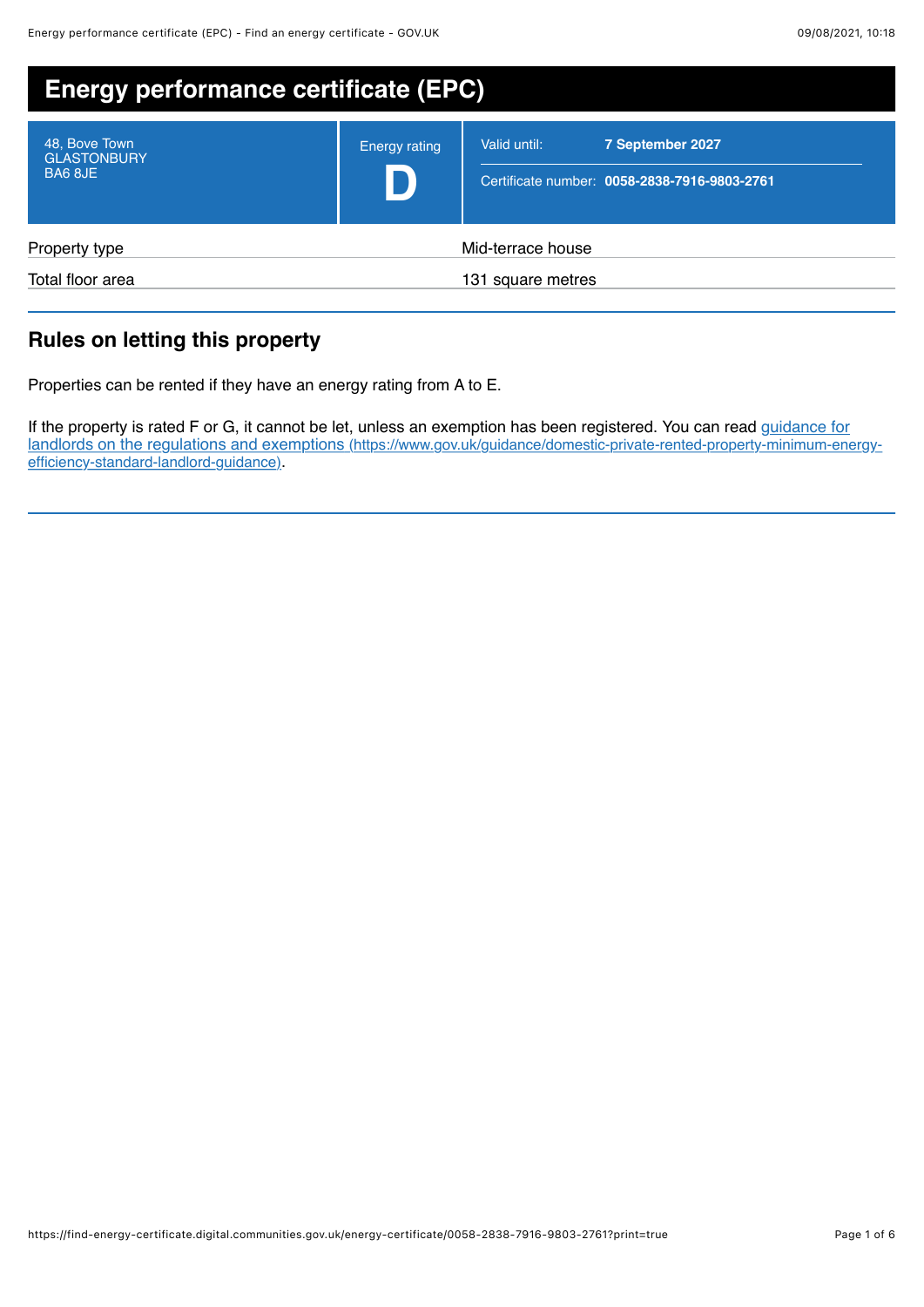# Energy performance certificate (EPC)

| 48, Bove Town GLASTONBURY BA6 8JE | Energy rating **D** | Valid until: **7 September 2027** Certificate number: **0058-2838-7916-9803-2761** |
|---|---|---|

| | |
|---|---|
| Property type | Mid-terrace house |
| Total floor area | 131 square metres |

## Rules on letting this property

Properties can be rented if they have an energy rating from A to E.

If the property is rated F or G, it cannot be let, unless an exemption has been registered. You can read [guidance for landlords on the regulations and exemptions](https://www.gov.uk/guidance/domestic-private-rented-property-minimum-energy-efficiency-standard-landlord-guidance) (https://www.gov.uk/guidance/domestic-private-rented-property-minimum-energy-efficiency-standard-landlord-guidance).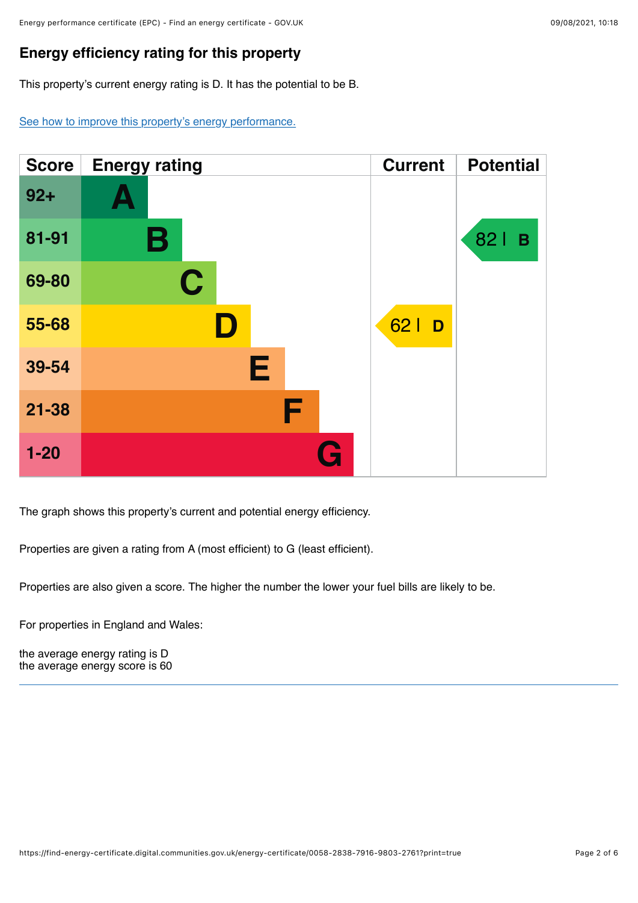## Energy efficiency rating for this property

This property's current energy rating is D. It has the potential to be B.

See how to improve this property's energy performance.

| Score | Energy rating | Current | Potential |
|---|---|---|---|
| 92+ | A | | |
| 81-91 | B | | 82 B |
| 69-80 | C | | |
| 55-68 | D | 62 D | |
| 39-54 | E | | |
| 21-38 | F | | |
| 1-20 | G | | |

The graph shows this property's current and potential energy efficiency.

Properties are given a rating from A (most efficient) to G (least efficient).

Properties are also given a score. The higher the number the lower your fuel bills are likely to be.

For properties in England and Wales:

the average energy rating is D
the average energy score is 60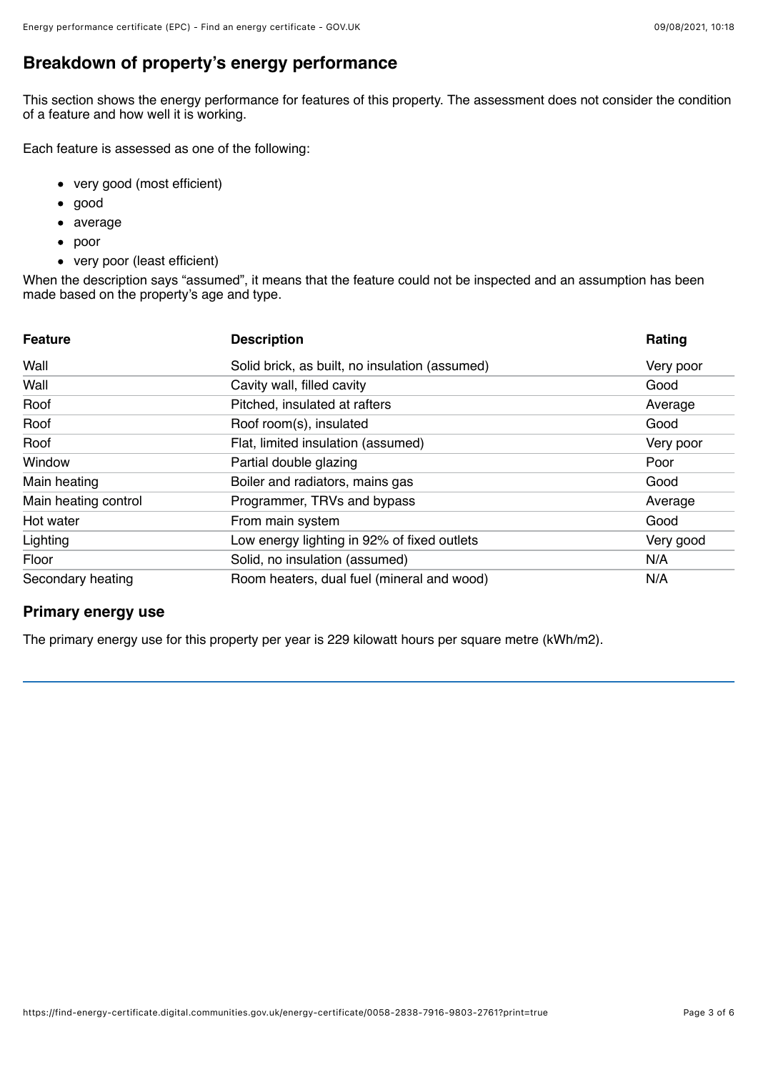## Breakdown of property's energy performance

This section shows the energy performance for features of this property. The assessment does not consider the condition of a feature and how well it is working.

Each feature is assessed as one of the following:

- very good (most efficient)
- good
- average
- poor
- very poor (least efficient)

When the description says "assumed", it means that the feature could not be inspected and an assumption has been made based on the property's age and type.

| Feature | Description | Rating |
| --- | --- | --- |
| Wall | Solid brick, as built, no insulation (assumed) | Very poor |
| Wall | Cavity wall, filled cavity | Good |
| Roof | Pitched, insulated at rafters | Average |
| Roof | Roof room(s), insulated | Good |
| Roof | Flat, limited insulation (assumed) | Very poor |
| Window | Partial double glazing | Poor |
| Main heating | Boiler and radiators, mains gas | Good |
| Main heating control | Programmer, TRVs and bypass | Average |
| Hot water | From main system | Good |
| Lighting | Low energy lighting in 92% of fixed outlets | Very good |
| Floor | Solid, no insulation (assumed) | N/A |
| Secondary heating | Room heaters, dual fuel (mineral and wood) | N/A |

### Primary energy use

The primary energy use for this property per year is 229 kilowatt hours per square metre (kWh/m2).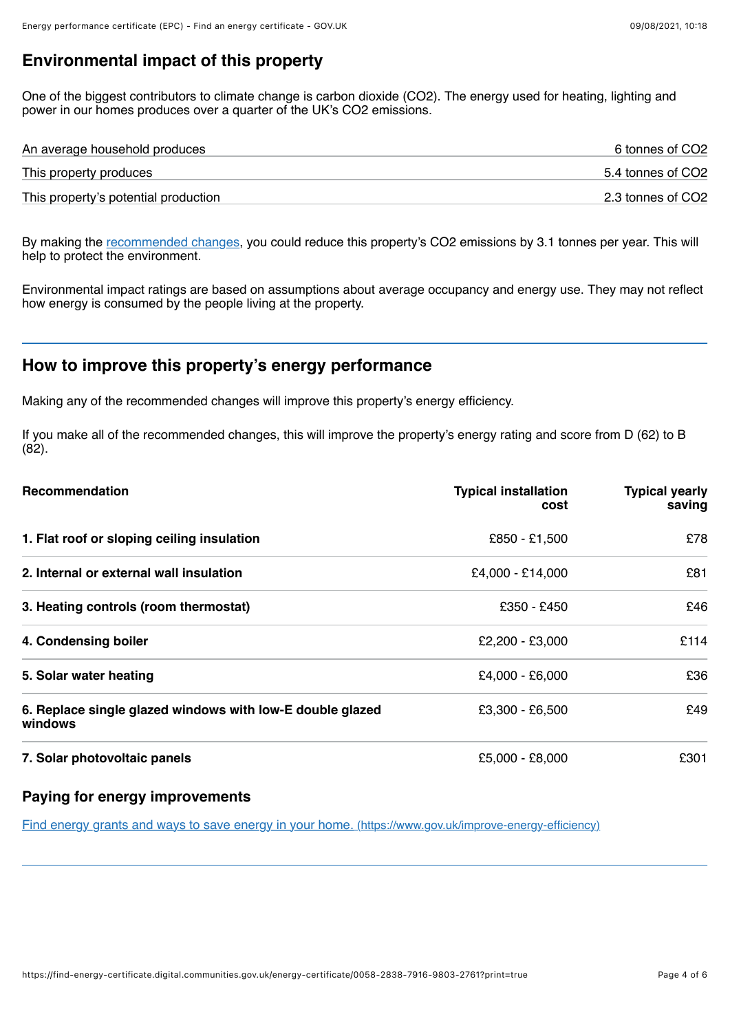## Environmental impact of this property

One of the biggest contributors to climate change is carbon dioxide ($CO_2$). The energy used for heating, lighting and power in our homes produces over a quarter of the UK's $CO_2$ emissions.

| | |
|---|---|
| An average household produces | 6 tonnes of $CO_2$ |
| This property produces | 5.4 tonnes of $CO_2$ |
| This property's potential production | 2.3 tonnes of $CO_2$ |

By making the recommended changes, you could reduce this property's $CO_2$ emissions by 3.1 tonnes per year. This will help to protect the environment.

Environmental impact ratings are based on assumptions about average occupancy and energy use. They may not reflect how energy is consumed by the people living at the property.

## How to improve this property's energy performance

Making any of the recommended changes will improve this property's energy efficiency.

If you make all of the recommended changes, this will improve the property's energy rating and score from D (62) to B (82).

| Recommendation | Typical installation cost | Typical yearly saving |
|---|---|---|
| **1. Flat roof or sloping ceiling insulation** | £850 - £1,500 | £78 |
| **2. Internal or external wall insulation** | £4,000 - £14,000 | £81 |
| **3. Heating controls (room thermostat)** | £350 - £450 | £46 |
| **4. Condensing boiler** | £2,200 - £3,000 | £114 |
| **5. Solar water heating** | £4,000 - £6,000 | £36 |
| **6. Replace single glazed windows with low-E double glazed windows** | £3,300 - £6,500 | £49 |
| **7. Solar photovoltaic panels** | £5,000 - £8,000 | £301 |

### Paying for energy improvements

[Find energy grants and ways to save energy in your home. (https://www.gov.uk/improve-energy-efficiency)](https://www.gov.uk/improve-energy-efficiency)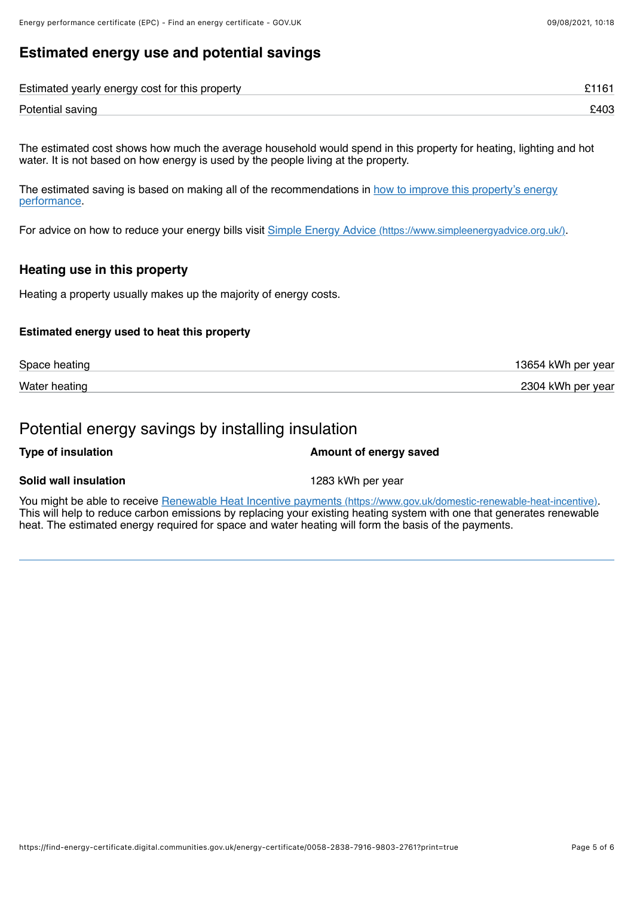## Estimated energy use and potential savings

| | |
|---|---|
| Estimated yearly energy cost for this property | £1161 |
| Potential saving | £403 |

The estimated cost shows how much the average household would spend in this property for heating, lighting and hot water. It is not based on how energy is used by the people living at the property.

The estimated saving is based on making all of the recommendations in [how to improve this property's energy performance](#).

For advice on how to reduce your energy bills visit [Simple Energy Advice (https://www.simpleenergyadvice.org.uk/)](https://www.simpleenergyadvice.org.uk/).

### Heating use in this property

Heating a property usually makes up the majority of energy costs.

#### Estimated energy used to heat this property

| | |
|---|---|
| Space heating | 13654 kWh per year |
| Water heating | 2304 kWh per year |

## Potential energy savings by installing insulation

| Type of insulation | Amount of energy saved |
|---|---|
| **Solid wall insulation** | 1283 kWh per year |

You might be able to receive [Renewable Heat Incentive payments (https://www.gov.uk/domestic-renewable-heat-incentive)](https://www.gov.uk/domestic-renewable-heat-incentive). This will help to reduce carbon emissions by replacing your existing heating system with one that generates renewable heat. The estimated energy required for space and water heating will form the basis of the payments.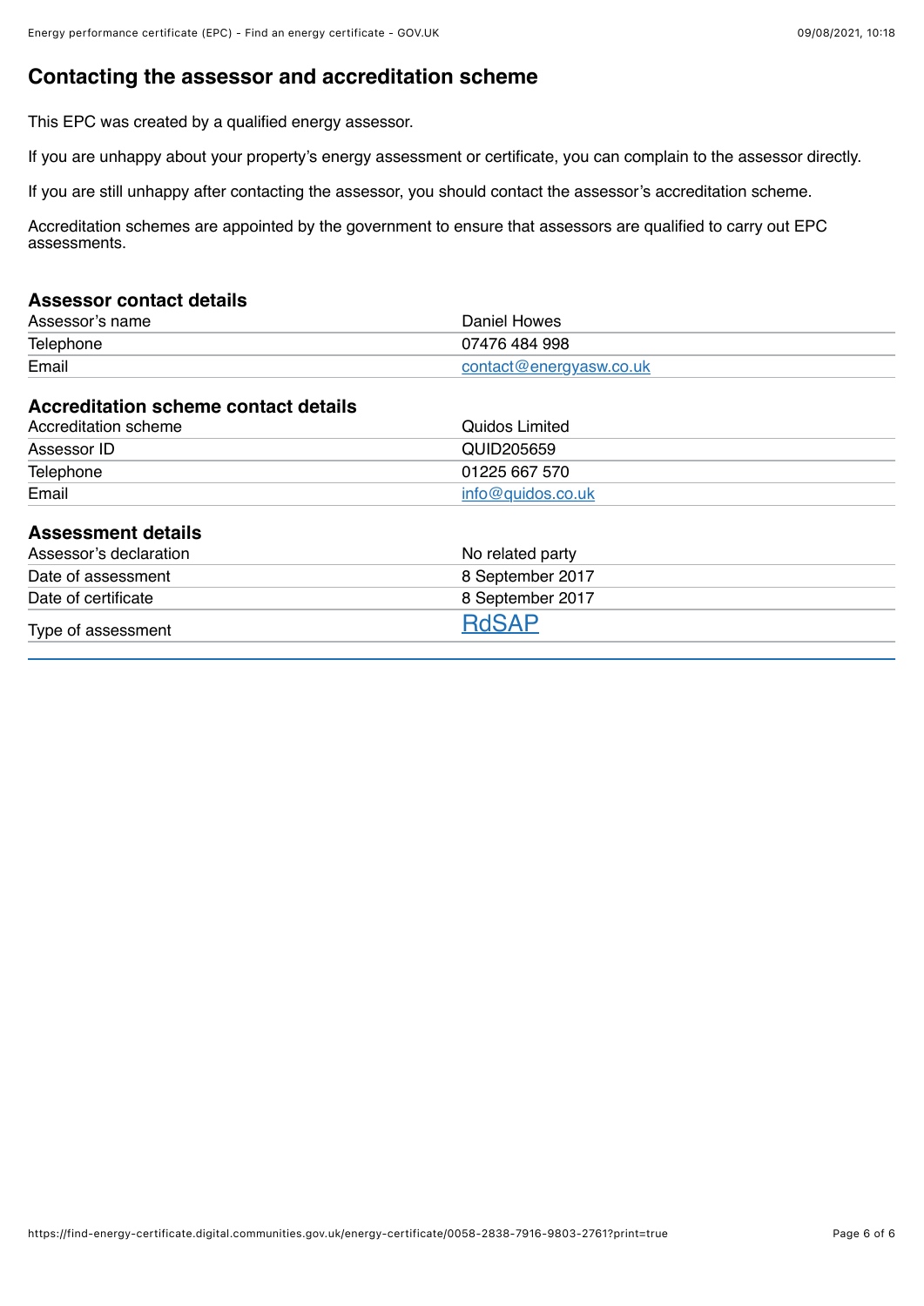## Contacting the assessor and accreditation scheme

This EPC was created by a qualified energy assessor.

If you are unhappy about your property's energy assessment or certificate, you can complain to the assessor directly.

If you are still unhappy after contacting the assessor, you should contact the assessor's accreditation scheme.

Accreditation schemes are appointed by the government to ensure that assessors are qualified to carry out EPC assessments.

### Assessor contact details

| | |
|---|---|
| Assessor's name | Daniel Howes |
| Telephone | 07476 484 998 |
| Email | contact@energyasw.co.uk |

### Accreditation scheme contact details

| | |
|---|---|
| Accreditation scheme | Quidos Limited |
| Assessor ID | QUID205659 |
| Telephone | 01225 667 570 |
| Email | info@quidos.co.uk |

### Assessment details

| | |
|---|---|
| Assessor's declaration | No related party |
| Date of assessment | 8 September 2017 |
| Date of certificate | 8 September 2017 |
| Type of assessment | RdSAP |